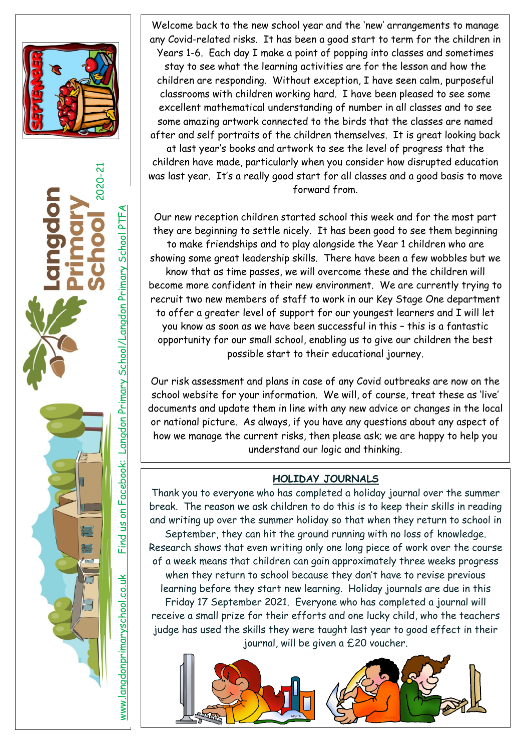# Langdon Primary School 2020-21

www.langdonprimaryschool.co.uk Find us on Facebook: Langdon Primary School/Langdon Primary School PTFA

Welcome back to the new school year and the 'new' arrangements to manage any Covid-related risks. It has been a good start to term for the children in Years 1-6. Each day I make a point of popping into classes and sometimes stay to see what the learning activities are for the lesson and how the children are responding. Without exception, I have seen calm, purposeful classrooms with children working hard. I have been pleased to see some excellent mathematical understanding of number in all classes and to see some amazing artwork connected to the birds that the classes are named after and self portraits of the children themselves. It is great looking back at last year's books and artwork to see the level of progress that the children have made, particularly when you consider how disrupted education was last year. It's a really good start for all classes and a good basis to move forward from.

Our new reception children started school this week and for the most part they are beginning to settle nicely. It has been good to see them beginning to make friendships and to play alongside the Year 1 children who are showing some great leadership skills. There have been a few wobbles but we know that as time passes, we will overcome these and the children will become more confident in their new environment. We are currently trying to recruit two new members of staff to work in our Key Stage One department to offer a greater level of support for our youngest learners and I will let you know as soon as we have been successful in this – this is a fantastic opportunity for our small school, enabling us to give our children the best possible start to their educational journey.

Our risk assessment and plans in case of any Covid outbreaks are now on the school website for your information. We will, of course, treat these as 'live' documents and update them in line with any new advice or changes in the local or national picture. As always, if you have any questions about any aspect of how we manage the current risks, then please ask; we are happy to help you understand our logic and thinking.

## HOLIDAY JOURNALS

Thank you to everyone who has completed a holiday journal over the summer break. The reason we ask children to do this is to keep their skills in reading and writing up over the summer holiday so that when they return to school in September, they can hit the ground running with no loss of knowledge. Research shows that even writing only one long piece of work over the course of a week means that children can gain approximately three weeks progress when they return to school because they don't have to revise previous learning before they start new learning. Holiday journals are due in this Friday 17 September 2021. Everyone who has completed a journal will receive a small prize for their efforts and one lucky child, who the teachers judge has used the skills they were taught last year to good effect in their journal, will be given a £20 voucher.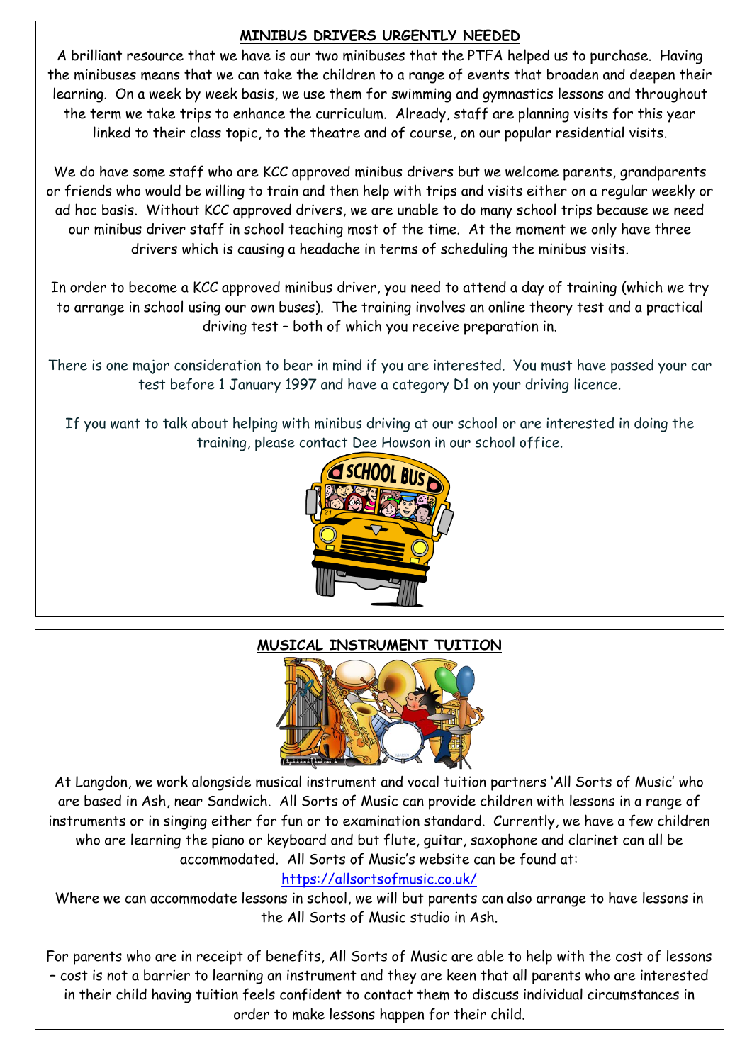## MINIBUS DRIVERS URGENTLY NEEDED

A brilliant resource that we have is our two minibuses that the PTFA helped us to purchase. Having the minibuses means that we can take the children to a range of events that broaden and deepen their learning. On a week by week basis, we use them for swimming and gymnastics lessons and throughout the term we take trips to enhance the curriculum. Already, staff are planning visits for this year linked to their class topic, to the theatre and of course, on our popular residential visits.

We do have some staff who are KCC approved minibus drivers but we welcome parents, grandparents or friends who would be willing to train and then help with trips and visits either on a regular weekly or ad hoc basis. Without KCC approved drivers, we are unable to do many school trips because we need our minibus driver staff in school teaching most of the time. At the moment we only have three drivers which is causing a headache in terms of scheduling the minibus visits.

In order to become a KCC approved minibus driver, you need to attend a day of training (which we try to arrange in school using our own buses). The training involves an online theory test and a practical driving test – both of which you receive preparation in.

There is one major consideration to bear in mind if you are interested. You must have passed your car test before 1 January 1997 and have a category D1 on your driving licence.

If you want to talk about helping with minibus driving at our school or are interested in doing the training, please contact Dee Howson in our school office.

## MUSICAL INSTRUMENT TUITION

At Langdon, we work alongside musical instrument and vocal tuition partners 'All Sorts of Music' who are based in Ash, near Sandwich. All Sorts of Music can provide children with lessons in a range of instruments or in singing either for fun or to examination standard. Currently, we have a few children who are learning the piano or keyboard and but flute, guitar, saxophone and clarinet can all be accommodated. All Sorts of Music's website can be found at:

https://allsortsofmusic.co.uk/

Where we can accommodate lessons in school, we will but parents can also arrange to have lessons in the All Sorts of Music studio in Ash.

For parents who are in receipt of benefits, All Sorts of Music are able to help with the cost of lessons – cost is not a barrier to learning an instrument and they are keen that all parents who are interested in their child having tuition feels confident to contact them to discuss individual circumstances in order to make lessons happen for their child.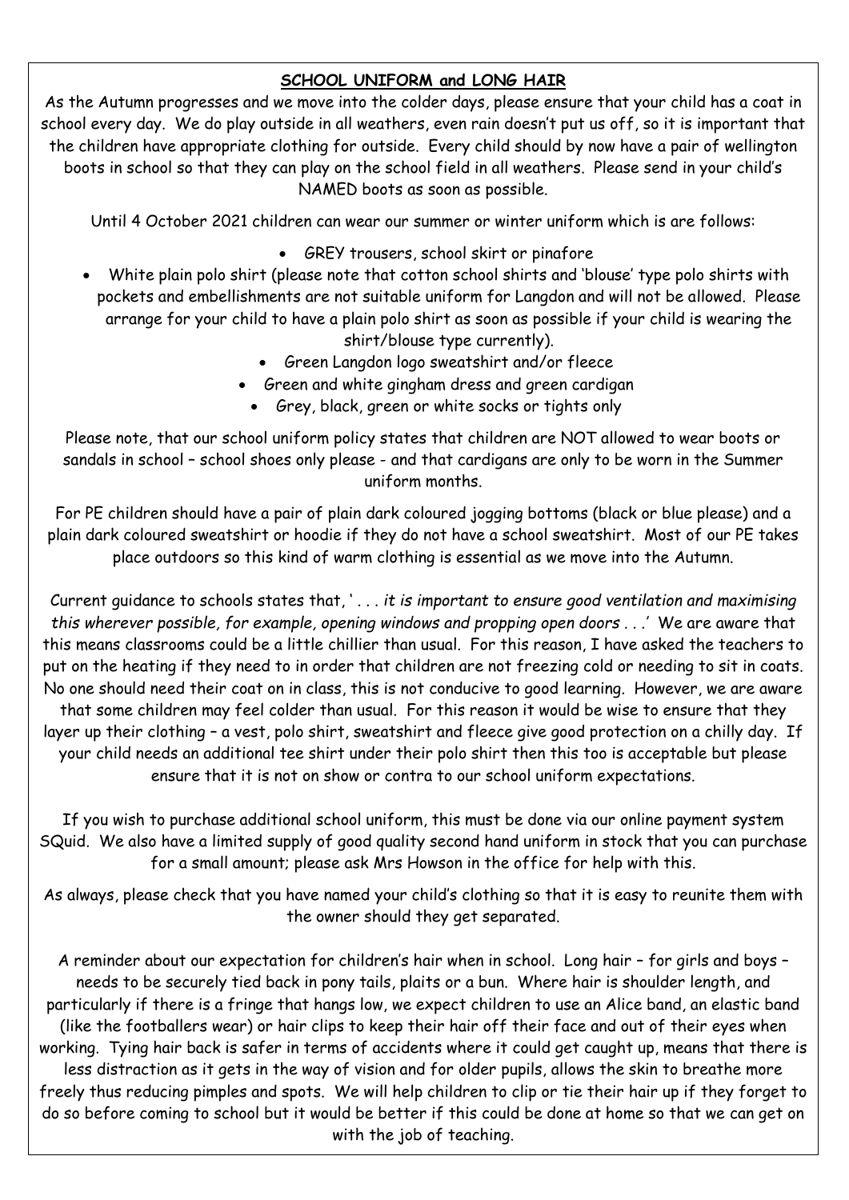## SCHOOL UNIFORM and LONG HAIR

As the Autumn progresses and we move into the colder days, please ensure that your child has a coat in school every day. We do play outside in all weathers, even rain doesn't put us off, so it is important that the children have appropriate clothing for outside. Every child should by now have a pair of wellington boots in school so that they can play on the school field in all weathers. Please send in your child's NAMED boots as soon as possible.

Until 4 October 2021 children can wear our summer or winter uniform which is are follows:

- GREY trousers, school skirt or pinafore
- White plain polo shirt (please note that cotton school shirts and 'blouse' type polo shirts with pockets and embellishments are not suitable uniform for Langdon and will not be allowed. Please arrange for your child to have a plain polo shirt as soon as possible if your child is wearing the shirt/blouse type currently).
- Green Langdon logo sweatshirt and/or fleece
- Green and white gingham dress and green cardigan
- Grey, black, green or white socks or tights only

Please note, that our school uniform policy states that children are NOT allowed to wear boots or sandals in school – school shoes only please - and that cardigans are only to be worn in the Summer uniform months.

For PE children should have a pair of plain dark coloured jogging bottoms (black or blue please) and a plain dark coloured sweatshirt or hoodie if they do not have a school sweatshirt. Most of our PE takes place outdoors so this kind of warm clothing is essential as we move into the Autumn.

Current guidance to schools states that, '*. . . it is important to ensure good ventilation and maximising this wherever possible, for example, opening windows and propping open doors . . .*' We are aware that this means classrooms could be a little chillier than usual. For this reason, I have asked the teachers to put on the heating if they need to in order that children are not freezing cold or needing to sit in coats. No one should need their coat on in class, this is not conducive to good learning. However, we are aware that some children may feel colder than usual. For this reason it would be wise to ensure that they layer up their clothing – a vest, polo shirt, sweatshirt and fleece give good protection on a chilly day. If your child needs an additional tee shirt under their polo shirt then this too is acceptable but please ensure that it is not on show or contra to our school uniform expectations.

If you wish to purchase additional school uniform, this must be done via our online payment system SQuid. We also have a limited supply of good quality second hand uniform in stock that you can purchase for a small amount; please ask Mrs Howson in the office for help with this.

As always, please check that you have named your child's clothing so that it is easy to reunite them with the owner should they get separated.

A reminder about our expectation for children's hair when in school. Long hair – for girls and boys – needs to be securely tied back in pony tails, plaits or a bun. Where hair is shoulder length, and particularly if there is a fringe that hangs low, we expect children to use an Alice band, an elastic band (like the footballers wear) or hair clips to keep their hair off their face and out of their eyes when working. Tying hair back is safer in terms of accidents where it could get caught up, means that there is less distraction as it gets in the way of vision and for older pupils, allows the skin to breathe more freely thus reducing pimples and spots. We will help children to clip or tie their hair up if they forget to do so before coming to school but it would be better if this could be done at home so that we can get on with the job of teaching.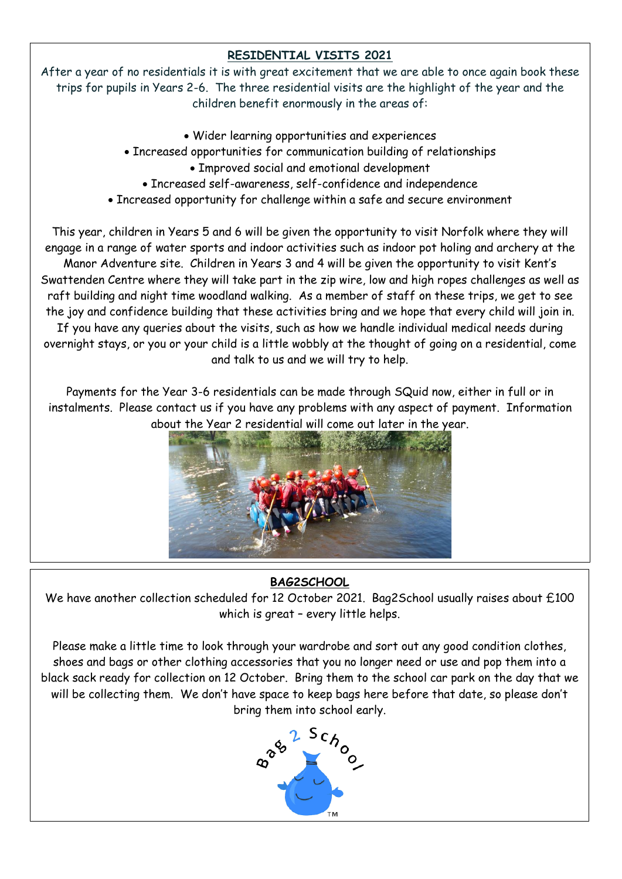## RESIDENTIAL VISITS 2021

After a year of no residentials it is with great excitement that we are able to once again book these trips for pupils in Years 2-6. The three residential visits are the highlight of the year and the children benefit enormously in the areas of:

- Wider learning opportunities and experiences
- Increased opportunities for communication building of relationships
- Improved social and emotional development
- Increased self-awareness, self-confidence and independence
- Increased opportunity for challenge within a safe and secure environment

This year, children in Years 5 and 6 will be given the opportunity to visit Norfolk where they will engage in a range of water sports and indoor activities such as indoor pot holing and archery at the Manor Adventure site. Children in Years 3 and 4 will be given the opportunity to visit Kent's Swattenden Centre where they will take part in the zip wire, low and high ropes challenges as well as raft building and night time woodland walking. As a member of staff on these trips, we get to see the joy and confidence building that these activities bring and we hope that every child will join in. If you have any queries about the visits, such as how we handle individual medical needs during overnight stays, or you or your child is a little wobbly at the thought of going on a residential, come and talk to us and we will try to help.

Payments for the Year 3-6 residentials can be made through SQuid now, either in full or in instalments. Please contact us if you have any problems with any aspect of payment. Information about the Year 2 residential will come out later in the year.

## BAG2SCHOOL

We have another collection scheduled for 12 October 2021. Bag2School usually raises about £100 which is great – every little helps.

Please make a little time to look through your wardrobe and sort out any good condition clothes, shoes and bags or other clothing accessories that you no longer need or use and pop them into a black sack ready for collection on 12 October. Bring them to the school car park on the day that we will be collecting them. We don't have space to keep bags here before that date, so please don't bring them into school early.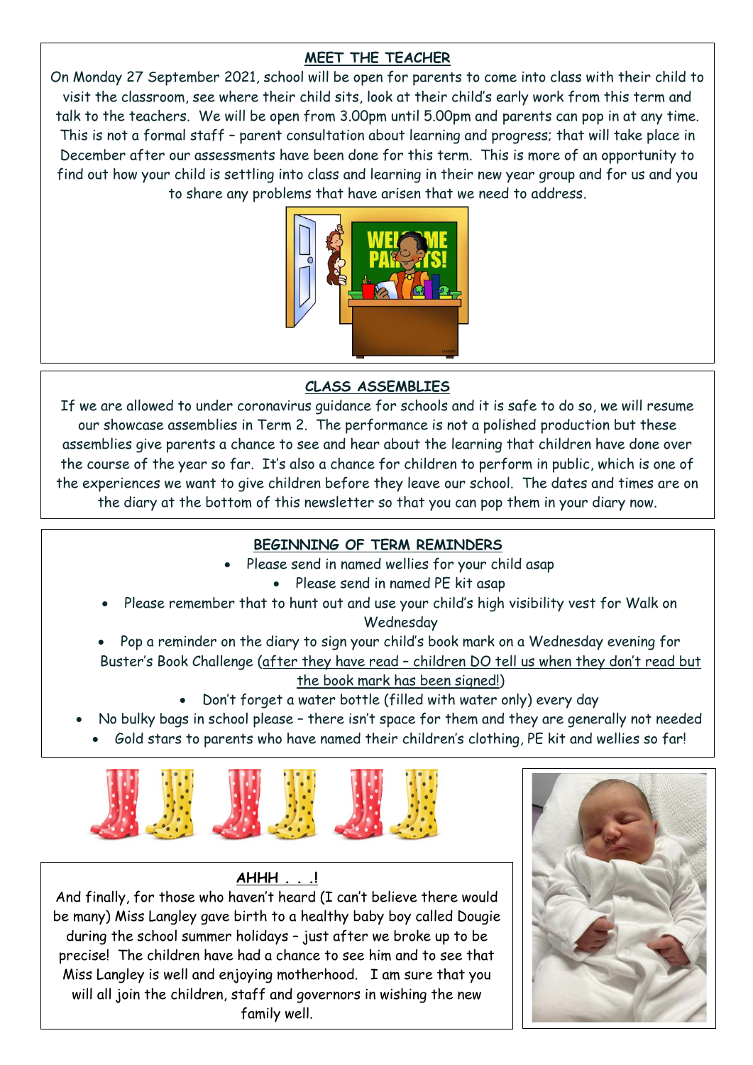## MEET THE TEACHER

On Monday 27 September 2021, school will be open for parents to come into class with their child to visit the classroom, see where their child sits, look at their child's early work from this term and talk to the teachers. We will be open from 3.00pm until 5.00pm and parents can pop in at any time. This is not a formal staff – parent consultation about learning and progress; that will take place in December after our assessments have been done for this term. This is more of an opportunity to find out how your child is settling into class and learning in their new year group and for us and you to share any problems that have arisen that we need to address.

## CLASS ASSEMBLIES

If we are allowed to under coronavirus guidance for schools and it is safe to do so, we will resume our showcase assemblies in Term 2. The performance is not a polished production but these assemblies give parents a chance to see and hear about the learning that children have done over the course of the year so far. It's also a chance for children to perform in public, which is one of the experiences we want to give children before they leave our school. The dates and times are on the diary at the bottom of this newsletter so that you can pop them in your diary now.

## BEGINNING OF TERM REMINDERS

- Please send in named wellies for your child asap
- Please send in named PE kit asap
- Please remember that to hunt out and use your child's high visibility vest for Walk on Wednesday
- Pop a reminder on the diary to sign your child's book mark on a Wednesday evening for Buster's Book Challenge (after they have read – children DO tell us when they don't read but the book mark has been signed!)
- Don't forget a water bottle (filled with water only) every day
- No bulky bags in school please – there isn't space for them and they are generally not needed
- Gold stars to parents who have named their children's clothing, PE kit and wellies so far!

## AHHH . . .!

And finally, for those who haven't heard (I can't believe there would be many) Miss Langley gave birth to a healthy baby boy called Dougie during the school summer holidays – just after we broke up to be precise! The children have had a chance to see him and to see that Miss Langley is well and enjoying motherhood. I am sure that you will all join the children, staff and governors in wishing the new family well.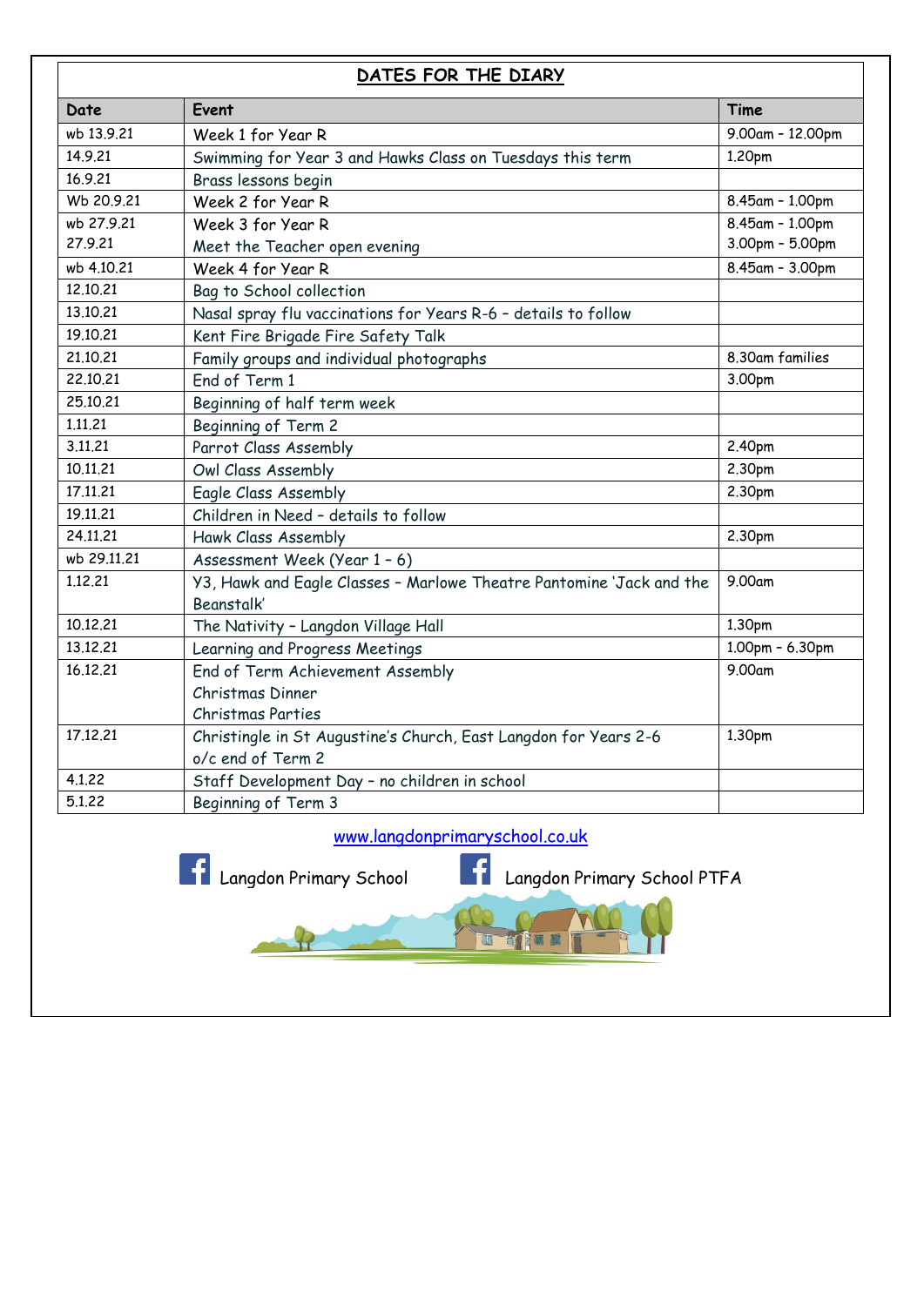## DATES FOR THE DIARY

| Date | Event | Time |
|---|---|---|
| wb 13.9.21 | Week 1 for Year R | 9.00am - 12.00pm |
| 14.9.21 | Swimming for Year 3 and Hawks Class on Tuesdays this term | 1.20pm |
| 16.9.21 | Brass lessons begin | |
| Wb 20.9.21 | Week 2 for Year R | 8.45am - 1.00pm |
| wb 27.9.21<br>27.9.21 | Week 3 for Year R<br>Meet the Teacher open evening | 8.45am - 1.00pm<br>3.00pm - 5.00pm |
| wb 4.10.21 | Week 4 for Year R | 8.45am - 3.00pm |
| 12.10.21 | Bag to School collection | |
| 13.10.21 | Nasal spray flu vaccinations for Years R-6 - details to follow | |
| 19.10.21 | Kent Fire Brigade Fire Safety Talk | |
| 21.10.21 | Family groups and individual photographs | 8.30am families |
| 22.10.21 | End of Term 1 | 3.00pm |
| 25.10.21 | Beginning of half term week | |
| 1.11.21 | Beginning of Term 2 | |
| 3.11.21 | Parrot Class Assembly | 2.40pm |
| 10.11.21 | Owl Class Assembly | 2.30pm |
| 17.11.21 | Eagle Class Assembly | 2.30pm |
| 19.11.21 | Children in Need - details to follow | |
| 24.11.21 | Hawk Class Assembly | 2.30pm |
| wb 29.11.21 | Assessment Week (Year 1 - 6) | |
| 1.12.21 | Y3, Hawk and Eagle Classes - Marlowe Theatre Pantomine 'Jack and the Beanstalk' | 9.00am |
| 10.12.21 | The Nativity - Langdon Village Hall | 1.30pm |
| 13.12.21 | Learning and Progress Meetings | 1.00pm - 6.30pm |
| 16.12.21 | End of Term Achievement Assembly<br>Christmas Dinner<br>Christmas Parties | 9.00am |
| 17.12.21 | Christingle in St Augustine's Church, East Langdon for Years 2-6<br>o/c end of Term 2 | 1.30pm |
| 4.1.22 | Staff Development Day - no children in school | |
| 5.1.22 | Beginning of Term 3 | |

www.langdonprimaryschool.co.uk

Langdon Primary School    Langdon Primary School PTFA